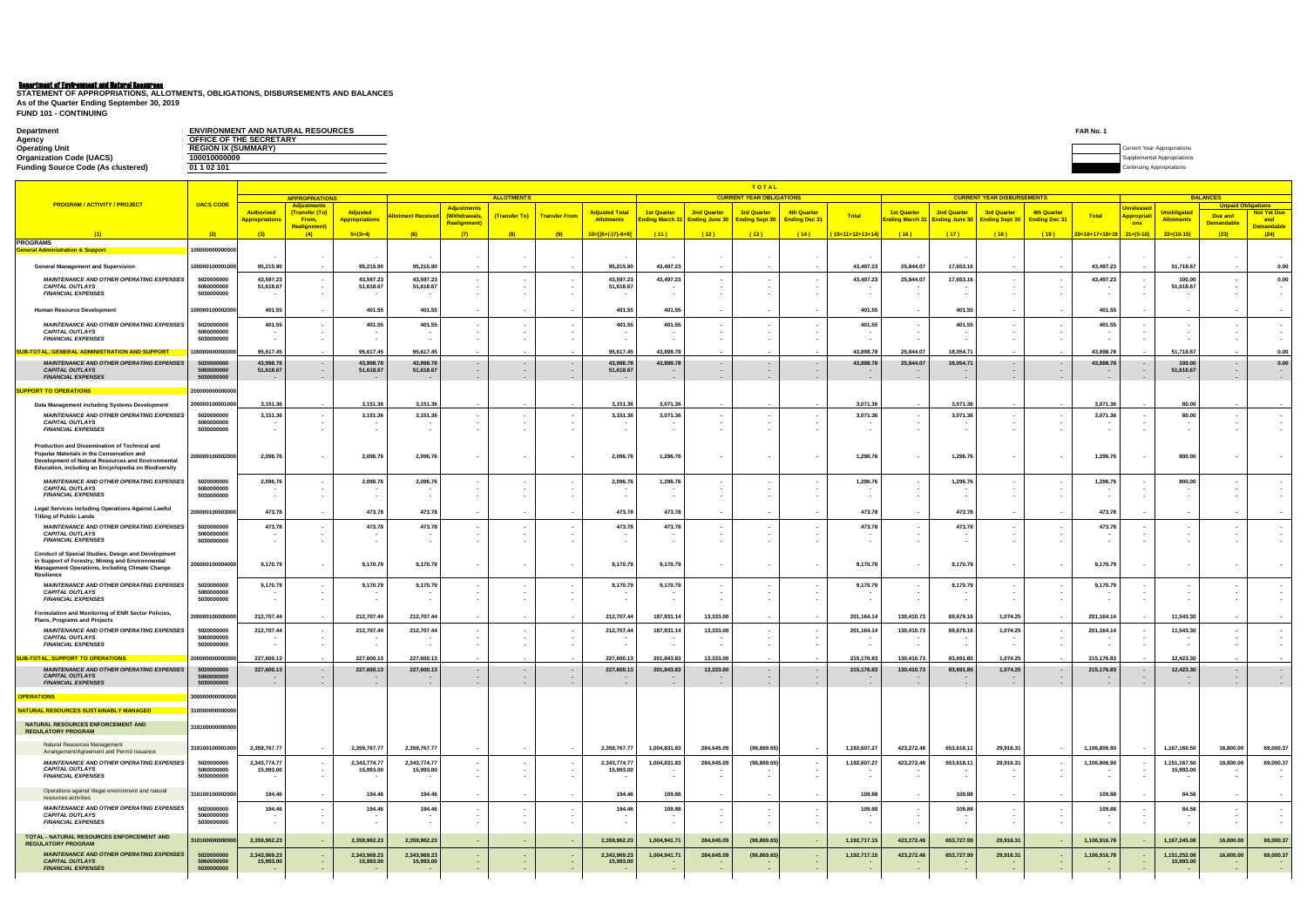# Department of Environment and Natural Resources

**STATEMENT OF APPROPRIATIONS, ALLOTMENTS, OBLIGATIONS, DISBURSEMENTS AND BALANCES**
**As of the Quarter Ending September 30, 2019**
**FUND 101 - CONTINUING**

FAR No. 1

| | | |
|---|---|---|
| Department | : | ENVIRONMENT AND NATURAL RESOURCES |
| Agency | : | OFFICE OF THE SECRETARY |
| Operating Unit | : | REGION IX (SUMMARY) |
| Organization Code (UACS) | : | 100010000009 |
| Funding Source Code (As clustered) | : | 01 1 02 101 |

Current Year Appropriations
Supplemental Appropriations
Continuing Appropriations

| PROGRAM / ACTIVITY / PROJECT | UACS CODE | APPROPRIATIONS | | | ALLOTMENTS | | | | | CURRENT YEAR OBLIGATIONS | | | | | CURRENT YEAR DISBURSEMENTS | | | | | BALANCES | | | |
|---|---|---|---|---|---|---|---|---|---|---|---|---|---|---|---|---|---|---|---|---|---|---|---|
| | | Authorized Appropriations | Adjustments (Transfer (To) From, Realignment) | Adjusted Appropriations | Allotment Received | Adjustments (Withdrawals, Realignment) | (Transfer To) | Transfer From | Adjusted Total Allotments | 1st Quarter Ending March 31 | 2nd Quarter Ending June 30 | 3rd Quarter Ending Sept 30 | 4th Quarter Ending Dec 31 | Total | 1st Quarter Ending March 31 | 2nd Quarter Ending June 30 | 3rd Quarter Ending Sept 30 | 4th Quarter Ending Dec 31 | Total | Unreleased Appropriations | Unobligated Allotments | Unpaid Obligations Due and Demandable | Unpaid Obligations Not Yet Due and Demandable |
| (1) | (2) | (3) | (4) | 5=(3+4) | (6) | (7) | (8) | (9) | 10=[(6+(-)7)-8+9] | (11) | (12) | (13) | (14) | (15=11+12+13+14) | (16) | (17) | (18) | (19) | 20=16+17+18+19 | 21=(5-10) | 22=(10-15) | (23) | (24) |
| **PROGRAMS** | | | | | | | | | | | | | | | | | | | | | | | |
| **General Administration & Support** | 100000000000000 | | | | | | | | | | | | | | | | | | | | | | |
| General Management and Supervision | 100000100001000 | 95,215.90 | - | 95,215.90 | 95,215.90 | - | - | - | 95,215.90 | 43,497.23 | - | - | - | 43,497.23 | 25,844.07 | 17,653.16 | - | - | 43,497.23 | - | 51,718.67 | - | 0.00 |
| *MAINTENANCE AND OTHER OPERATING EXPENSES* | 5020000000 | 43,597.23 | - | 43,597.23 | 43,597.23 | - | - | - | 43,597.23 | 43,497.23 | - | - | - | 43,497.23 | 25,844.07 | 17,653.16 | - | - | 43,497.23 | - | 100.00 | - | 0.00 |
| *CAPITAL OUTLAYS* | 5060000000 | 51,618.67 | - | 51,618.67 | 51,618.67 | - | - | - | 51,618.67 | - | - | - | - | - | - | - | - | - | - | - | 51,618.67 | - | - |
| *FINANCIAL EXPENSES* | 5030000000 | - | - | - | - | - | - | - | - | - | - | - | - | - | - | - | - | - | - | - | - | - | - |
| Human Resource Development | 100000100002000 | 401.55 | - | 401.55 | 401.55 | - | - | - | 401.55 | 401.55 | - | - | - | 401.55 | - | 401.55 | - | - | 401.55 | - | - | - | - |
| *MAINTENANCE AND OTHER OPERATING EXPENSES* | 5020000000 | 401.55 | - | 401.55 | 401.55 | - | - | - | 401.55 | 401.55 | - | - | - | 401.55 | - | 401.55 | - | - | 401.55 | - | - | - | - |
| *CAPITAL OUTLAYS* | 5060000000 | - | - | - | - | - | - | - | - | - | - | - | - | - | - | - | - | - | - | - | - | - | - |
| *FINANCIAL EXPENSES* | 5030000000 | - | - | - | - | - | - | - | - | - | - | - | - | - | - | - | - | - | - | - | - | - | - |
| **SUB-TOTAL, GENERAL ADMINISTRATION AND SUPPORT** | 100000000000000 | 95,617.45 | - | 95,617.45 | 95,617.45 | - | - | - | 95,617.45 | 43,898.78 | - | - | - | 43,898.78 | 25,844.07 | 18,054.71 | - | - | 43,898.78 | - | 51,718.67 | - | 0.00 |
| *MAINTENANCE AND OTHER OPERATING EXPENSES* | 5020000000 | 43,998.78 | - | 43,998.78 | 43,998.78 | - | - | - | 43,998.78 | 43,898.78 | - | - | - | 43,898.78 | 25,844.07 | 18,054.71 | - | - | 43,898.78 | - | 100.00 | - | 0.00 |
| *CAPITAL OUTLAYS* | 5060000000 | 51,618.67 | - | 51,618.67 | 51,618.67 | - | - | - | 51,618.67 | - | - | - | - | - | - | - | - | - | - | - | 51,618.67 | - | - |
| *FINANCIAL EXPENSES* | 5030000000 | - | - | - | - | - | - | - | - | - | - | - | - | - | - | - | - | - | - | - | - | - | - |
| **SUPPORT TO OPERATIONS** | 200000000000000 | | | | | | | | | | | | | | | | | | | | | | |
| Data Management including Systems Development | 200000100001000 | 3,151.36 | - | 3,151.36 | 3,151.36 | - | - | - | 3,151.36 | 3,071.36 | - | - | - | 3,071.36 | - | 3,071.36 | - | - | 3,071.36 | - | 80.00 | - | - |
| *MAINTENANCE AND OTHER OPERATING EXPENSES* | 5020000000 | 3,151.36 | - | 3,151.36 | 3,151.36 | - | - | - | 3,151.36 | 3,071.36 | - | - | - | 3,071.36 | - | 3,071.36 | - | - | 3,071.36 | - | 80.00 | - | - |
| *CAPITAL OUTLAYS* | 5060000000 | - | - | - | - | - | - | - | - | - | - | - | - | - | - | - | - | - | - | - | - | - | - |
| *FINANCIAL EXPENSES* | 5030000000 | - | - | - | - | - | - | - | - | - | - | - | - | - | - | - | - | - | - | - | - | - | - |
| Production and Dissemination of Technical and Popular Materials in the Conservation and Development of Natural Resources and Environmental Education, including an Encyclopedia on Biodiversity | 200000100002000 | 2,096.76 | - | 2,096.76 | 2,096.76 | - | - | - | 2,096.76 | 1,296.76 | - | - | - | 1,296.76 | - | 1,296.76 | - | - | 1,296.76 | - | 800.00 | - | - |
| *MAINTENANCE AND OTHER OPERATING EXPENSES* | 5020000000 | 2,096.76 | - | 2,096.76 | 2,096.76 | - | - | - | 2,096.76 | 1,296.76 | - | - | - | 1,296.76 | - | 1,296.76 | - | - | 1,296.76 | - | 800.00 | - | - |
| *CAPITAL OUTLAYS* | 5060000000 | - | - | - | - | - | - | - | - | - | - | - | - | - | - | - | - | - | - | - | - | - | - |
| *FINANCIAL EXPENSES* | 5030000000 | - | - | - | - | - | - | - | - | - | - | - | - | - | - | - | - | - | - | - | - | - | - |
| Legal Services including Operations Against Lawful Titling of Public Lands | 200000100003000 | 473.78 | - | 473.78 | 473.78 | - | - | - | 473.78 | 473.78 | - | - | - | 473.78 | - | 473.78 | - | - | 473.78 | - | - | - | - |
| *MAINTENANCE AND OTHER OPERATING EXPENSES* | 5020000000 | 473.78 | - | 473.78 | 473.78 | - | - | - | 473.78 | 473.78 | - | - | - | 473.78 | - | 473.78 | - | - | 473.78 | - | - | - | - |
| *CAPITAL OUTLAYS* | 5060000000 | - | - | - | - | - | - | - | - | - | - | - | - | - | - | - | - | - | - | - | - | - | - |
| *FINANCIAL EXPENSES* | 5030000000 | - | - | - | - | - | - | - | - | - | - | - | - | - | - | - | - | - | - | - | - | - | - |
| Conduct of Special Studies, Design and Development in Support of Forestry, Mining and Environmental Management Operations, Including Climate Change Resilience | 200000100004000 | 9,170.79 | - | 9,170.79 | 9,170.79 | - | - | - | 9,170.79 | 9,170.79 | - | - | - | 9,170.79 | - | 9,170.79 | - | - | 9,170.79 | - | - | - | - |
| *MAINTENANCE AND OTHER OPERATING EXPENSES* | 5020000000 | 9,170.79 | - | 9,170.79 | 9,170.79 | - | - | - | 9,170.79 | 9,170.79 | - | - | - | 9,170.79 | - | 9,170.79 | - | - | 9,170.79 | - | - | - | - |
| *CAPITAL OUTLAYS* | 5060000000 | - | - | - | - | - | - | - | - | - | - | - | - | - | - | - | - | - | - | - | - | - | - |
| *FINANCIAL EXPENSES* | 5030000000 | - | - | - | - | - | - | - | - | - | - | - | - | - | - | - | - | - | - | - | - | - | - |
| Formulation and Monitoring of ENR Sector Policies, Plans, Programs and Projects | 200000100005000 | 212,707.44 | - | 212,707.44 | 212,707.44 | - | - | - | 212,707.44 | 187,831.14 | 13,333.00 | - | - | 201,164.14 | 130,410.73 | 69,679.16 | 1,074.25 | - | 201,164.14 | - | 11,543.30 | - | - |
| *MAINTENANCE AND OTHER OPERATING EXPENSES* | 5020000000 | 212,707.44 | - | 212,707.44 | 212,707.44 | - | - | - | 212,707.44 | 187,831.14 | 13,333.00 | - | - | 201,164.14 | 130,410.73 | 69,679.16 | 1,074.25 | - | 201,164.14 | - | 11,543.30 | - | - |
| *CAPITAL OUTLAYS* | 5060000000 | - | - | - | - | - | - | - | - | - | - | - | - | - | - | - | - | - | - | - | - | - | - |
| *FINANCIAL EXPENSES* | 5030000000 | - | - | - | - | - | - | - | - | - | - | - | - | - | - | - | - | - | - | - | - | - | - |
| **SUB-TOTAL, SUPPORT TO OPERATIONS** | 200000000000000 | 227,600.13 | - | 227,600.13 | 227,600.13 | - | - | - | 227,600.13 | 201,843.83 | 13,333.00 | - | - | 215,176.83 | 130,410.73 | 83,691.85 | 1,074.25 | - | 215,176.83 | - | 12,423.30 | - | - |
| *MAINTENANCE AND OTHER OPERATING EXPENSES* | 5020000000 | 227,600.13 | - | 227,600.13 | 227,600.13 | - | - | - | 227,600.13 | 201,843.83 | 13,333.00 | - | - | 215,176.83 | 130,410.73 | 83,691.85 | 1,074.25 | - | 215,176.83 | - | 12,423.30 | - | - |
| *CAPITAL OUTLAYS* | 5060000000 | - | - | - | - | - | - | - | - | - | - | - | - | - | - | - | - | - | - | - | - | - | - |
| *FINANCIAL EXPENSES* | 5030000000 | - | - | - | - | - | - | - | - | - | - | - | - | - | - | - | - | - | - | - | - | - | - |
| **OPERATIONS** | 300000000000000 | | | | | | | | | | | | | | | | | | | | | | |
| **NATURAL RESOURCES SUSTAINABLY MANAGED** | 310000000000000 | | | | | | | | | | | | | | | | | | | | | | |
| **NATURAL RESOURCES ENFORCEMENT AND REGULATORY PROGRAM** | 310100000000000 | | | | | | | | | | | | | | | | | | | | | | |
| Natural Resources Management Arrangement/Agreement and Permit Issuance | 310100100001000 | 2,359,767.77 | - | 2,359,767.77 | 2,359,767.77 | - | - | - | 2,359,767.77 | 1,004,831.83 | 284,645.09 | (96,869.65) | - | 1,192,607.27 | 423,272.48 | 653,618.11 | 29,916.31 | - | 1,106,806.90 | - | 1,167,160.50 | 16,800.00 | 69,000.37 |
| *MAINTENANCE AND OTHER OPERATING EXPENSES* | 5020000000 | 2,343,774.77 | - | 2,343,774.77 | 2,343,774.77 | - | - | - | 2,343,774.77 | 1,004,831.83 | 284,645.09 | (96,869.65) | - | 1,192,607.27 | 423,272.48 | 653,618.11 | 29,916.31 | - | 1,106,806.90 | - | 1,151,167.50 | 16,800.00 | 69,000.37 |
| *CAPITAL OUTLAYS* | 5060000000 | 15,993.00 | - | 15,993.00 | 15,993.00 | - | - | - | 15,993.00 | - | - | - | - | - | - | - | - | - | - | - | 15,993.00 | - | - |
| *FINANCIAL EXPENSES* | 5030000000 | - | - | - | - | - | - | - | - | - | - | - | - | - | - | - | - | - | - | - | - | - | - |
| Operations against illegal environment and natural resources activities | 310100100002000 | 194.46 | - | 194.46 | 194.46 | - | - | - | 194.46 | 109.88 | - | - | - | 109.88 | - | 109.88 | - | - | 109.88 | - | 84.58 | - | - |
| *MAINTENANCE AND OTHER OPERATING EXPENSES* | 5020000000 | 194.46 | - | 194.46 | 194.46 | - | - | - | 194.46 | 109.88 | - | - | - | 109.88 | - | 109.88 | - | - | 109.88 | - | 84.58 | - | - |
| *CAPITAL OUTLAYS* | 5060000000 | - | - | - | - | - | - | - | - | - | - | - | - | - | - | - | - | - | - | - | - | - | - |
| *FINANCIAL EXPENSES* | 5030000000 | - | - | - | - | - | - | - | - | - | - | - | - | - | - | - | - | - | - | - | - | - | - |
| **TOTAL - NATURAL RESOURCES ENFORCEMENT AND REGULATORY PROGRAM** | 310100000000000 | 2,359,962.23 | - | 2,359,962.23 | 2,359,962.23 | - | - | - | 2,359,962.23 | 1,004,941.71 | 284,645.09 | (96,869.65) | - | 1,192,717.15 | 423,272.48 | 653,727.99 | 29,916.31 | - | 1,106,916.78 | - | 1,167,245.08 | 16,800.00 | 69,000.37 |
| *MAINTENANCE AND OTHER OPERATING EXPENSES* | 5020000000 | 2,343,969.23 | - | 2,343,969.23 | 2,343,969.23 | - | - | - | 2,343,969.23 | 1,004,941.71 | 284,645.09 | (96,869.65) | - | 1,192,717.15 | 423,272.48 | 653,727.99 | 29,916.31 | - | 1,106,916.78 | - | 1,151,252.08 | 16,800.00 | 69,000.37 |
| *CAPITAL OUTLAYS* | 5060000000 | 15,993.00 | - | 15,993.00 | 15,993.00 | - | - | - | 15,993.00 | - | - | - | - | - | - | - | - | - | - | - | 15,993.00 | - | - |
| *FINANCIAL EXPENSES* | 5030000000 | - | - | - | - | - | - | - | - | - | - | - | - | - | - | - | - | - | - | - | - | - | - |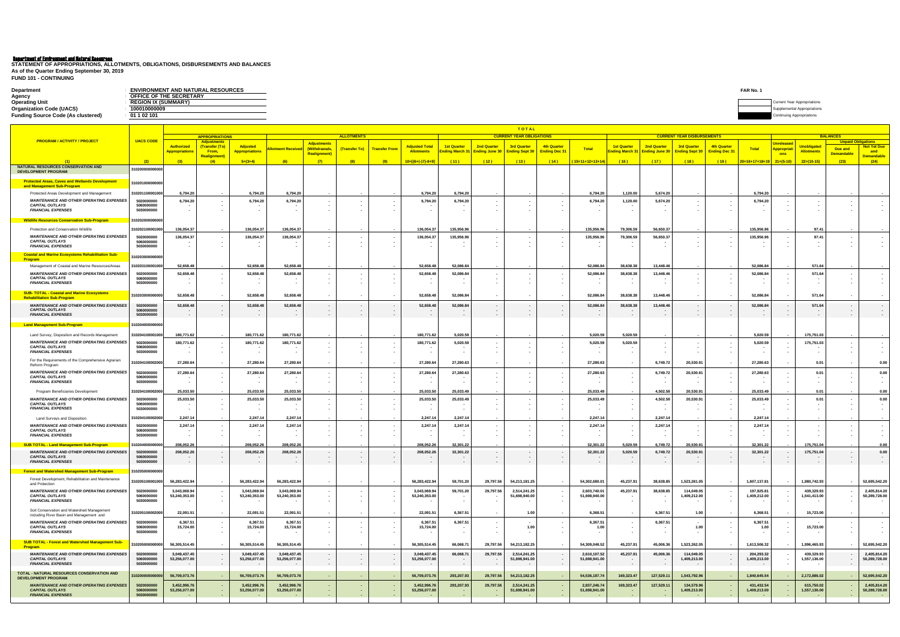**Department of Environment and Natural Resources**
**STATEMENT OF APPROPRIATIONS, ALLOTMENTS, OBLIGATIONS, DISBURSEMENTS AND BALANCES**
**As of the Quarter Ending September 30, 2019**
**FUND 101 - CONTINUING**

FAR No. 1

| | |
|---|---|
| Department | : ENVIRONMENT AND NATURAL RESOURCES |
| Agency | : OFFICE OF THE SECRETARY |
| Operating Unit | : REGION IX (SUMMARY) |
| Organization Code (UACS) | : 100010000009 |
| Funding Source Code (As clustered) | : 01 1 02 101 |

Current Year Appropriations
Supplemental Appropriations
Continuing Appropriations

| PROGRAM / ACTIVITY / PROJECT | UACS CODE | APPROPRIATIONS | | | ALLOTMENTS | | | | | CURRENT YEAR OBLIGATIONS | | | | | CURRENT YEAR DISBURSEMENTS | | | | | BALANCES | | | |
|---|---|---|---|---|---|---|---|---|---|---|---|---|---|---|---|---|---|---|---|---|---|---|---|
| | | Authorized Appropriations | Adjustments (Transfer (To) From, Realignment) | Adjusted Appropriations | Allotment Received | Adjustments (Withdrawals, Realignment) | (Transfer To) | Transfer From | Adjusted Total Allotments | 1st Quarter Ending March 31 | 2nd Quarter Ending June 30 | 3rd Quarter Ending Sept 30 | 4th Quarter Ending Dec 31 | Total | 1st Quarter Ending March 31 | 2nd Quarter Ending June 30 | 3rd Quarter Ending Sept 30 | 4th Quarter Ending Dec 31 | Total | Unreleased Appropriations | Unobligated Allotments | Unpaid Obligations Due and Demandable | Unpaid Obligations Not Yet Due and Demandable |
| (1) | (2) | (3) | (4) | 5=(3+4) | (6) | (7) | (8) | (9) | 10=[{6+(-)7}-8+9] | (11) | (12) | (13) | (14) | (15=11+12+13+14) | (16) | (17) | (18) | (19) | 20=16+17+18+19 | 21=(5-10) | 22=(10-15) | (23) | (24) |
| **NATURAL RESOURCES CONSERVATION AND DEVELOPMENT PROGRAM** | 310200000000000 | | | | | | | | | | | | | | | | | | | | | | |
| **Protected Areas, Caves and Wetlands Development and Management Sub-Program** | 310201000000000 | | | | | | | | | | | | | | | | | | | | | | |
| Protected Areas Development and Management | 310201100001000 | 6,794.20 | - | 6,794.20 | 6,794.20 | - | - | - | 6,794.20 | 6,794.20 | - | - | - | 6,794.20 | 1,120.00 | 5,674.20 | - | - | 6,794.20 | - | - | - | - |
| *MAINTENANCE AND OTHER OPERATING EXPENSES* | 5020000000 | 6,794.20 | - | 6,794.20 | 6,794.20 | - | - | - | 6,794.20 | 6,794.20 | - | - | - | 6,794.20 | 1,120.00 | 5,674.20 | - | - | 6,794.20 | - | - | - | - |
| *CAPITAL OUTLAYS* | 5060000000 | - | - | - | - | - | - | - | - | - | - | - | - | - | - | - | - | - | - | - | - | - | - |
| *FINANCIAL EXPENSES* | 5030000000 | - | - | - | - | - | - | - | - | - | - | - | - | - | - | - | - | - | - | - | - | - | - |
| **Wildlife Resources Conservation Sub-Program** | 310202000000000 | | | | | | | | | | | | | | | | | | | | | | |
| Protection and Conservation Wildlife | 310202100001000 | 136,054.37 | - | 136,054.37 | 136,054.37 | - | - | - | 136,054.37 | 135,956.96 | - | - | - | 135,956.96 | 79,306.59 | 56,650.37 | - | - | 135,956.96 | - | 97.41 | - | - |
| *MAINTENANCE AND OTHER OPERATING EXPENSES* | 5020000000 | 136,054.37 | - | 136,054.37 | 136,054.37 | - | - | - | 136,054.37 | 135,956.96 | - | - | - | 135,956.96 | 79,306.59 | 56,650.37 | - | - | 135,956.96 | - | 97.41 | - | - |
| *CAPITAL OUTLAYS* | 5060000000 | - | - | - | - | - | - | - | - | - | - | - | - | - | - | - | - | - | - | - | - | - | - |
| *FINANCIAL EXPENSES* | 5030000000 | - | - | - | - | - | - | - | - | - | - | - | - | - | - | - | - | - | - | - | - | - | - |
| **Coastal and Marine Ecosystems Rehabilitation Sub-Program** | 310203000000000 | | | | | | | | | | | | | | | | | | | | | | |
| Management of Coastal and Marine Resources/Areas | 310203100001000 | 52,658.48 | - | 52,658.48 | 52,658.48 | - | - | - | 52,658.48 | 52,086.84 | - | - | - | 52,086.84 | 38,638.38 | 13,448.46 | - | - | 52,086.84 | - | 571.64 | - | - |
| *MAINTENANCE AND OTHER OPERATING EXPENSES* | 5020000000 | 52,658.48 | - | 52,658.48 | 52,658.48 | - | - | - | 52,658.48 | 52,086.84 | - | - | - | 52,086.84 | 38,638.38 | 13,448.46 | - | - | 52,086.84 | - | 571.64 | - | - |
| *CAPITAL OUTLAYS* | 5060000000 | - | - | - | - | - | - | - | - | - | - | - | - | - | - | - | - | - | - | - | - | - | - |
| *FINANCIAL EXPENSES* | 5030000000 | - | - | - | - | - | - | - | - | - | - | - | - | - | - | - | - | - | - | - | - | - | - |
| **SUB- TOTAL - Coastal and Marine Ecosystems Rehabilitation Sub-Program** | 310203000000000 | 52,658.48 | - | 52,658.48 | 52,658.48 | - | - | - | 52,658.48 | 52,086.84 | - | - | - | 52,086.84 | 38,638.38 | 13,448.46 | - | - | 52,086.84 | - | 571.64 | - | - |
| *MAINTENANCE AND OTHER OPERATING EXPENSES* | 5020000000 | 52,658.48 | - | 52,658.48 | 52,658.48 | - | - | - | 52,658.48 | 52,086.84 | - | - | - | 52,086.84 | 38,638.38 | 13,448.46 | - | - | 52,086.84 | - | 571.64 | - | - |
| *CAPITAL OUTLAYS* | 5060000000 | - | - | - | - | - | - | - | - | - | - | - | - | - | - | - | - | - | - | - | - | - | - |
| *FINANCIAL EXPENSES* | 5030000000 | - | - | - | - | - | - | - | - | - | - | - | - | - | - | - | - | - | - | - | - | - | - |
| **Land Management Sub-Program** | 310204000000000 | | | | | | | | | | | | | | | | | | | | | | |
| Land Survey, Disposition and Records Management | 310204100001000 | 180,771.62 | - | 180,771.62 | 180,771.62 | - | - | - | 180,771.62 | 5,020.59 | - | - | - | 5,020.59 | 5,020.59 | - | - | - | 5,020.59 | - | 175,751.03 | - | - |
| *MAINTENANCE AND OTHER OPERATING EXPENSES* | 5020000000 | 180,771.62 | - | 180,771.62 | 180,771.62 | - | - | - | 180,771.62 | 5,020.59 | - | - | - | 5,020.59 | 5,020.59 | - | - | - | 5,020.59 | - | 175,751.03 | - | - |
| *CAPITAL OUTLAYS* | 5060000000 | - | - | - | - | - | - | - | - | - | - | - | - | - | - | - | - | - | - | - | - | - | - |
| *FINANCIAL EXPENSES* | 5030000000 | - | - | - | - | - | - | - | - | - | - | - | - | - | - | - | - | - | - | - | - | - | - |
| For the Requirements of the Comprehensive Agrarian Reform Program | 310204100002000 | 27,280.64 | - | 27,280.64 | 27,280.64 | - | - | - | 27,280.64 | 27,280.63 | - | - | - | 27,280.63 | - | 6,749.72 | 20,530.91 | - | 27,280.63 | - | 0.01 | - | 0.00 |
| *MAINTENANCE AND OTHER OPERATING EXPENSES* | 5020000000 | 27,280.64 | - | 27,280.64 | 27,280.64 | - | - | - | 27,280.64 | 27,280.63 | - | - | - | 27,280.63 | - | 6,749.72 | 20,530.91 | - | 27,280.63 | - | 0.01 | - | 0.00 |
| *CAPITAL OUTLAYS* | 5060000000 | - | - | - | - | - | - | - | - | - | - | - | - | - | - | - | - | - | - | - | - | - | - |
| *FINANCIAL EXPENSES* | 5030000000 | - | - | - | - | - | - | - | - | - | - | - | - | - | - | - | - | - | - | - | - | - | - |
| Program Beneficiaries Development | 310204100002000 | 25,033.50 | - | 25,033.50 | 25,033.50 | - | - | - | 25,033.50 | 25,033.49 | - | - | - | 25,033.49 | - | 4,502.58 | 20,530.91 | - | 25,033.49 | - | 0.01 | - | 0.00 |
| *MAINTENANCE AND OTHER OPERATING EXPENSES* | 5020000000 | 25,033.50 | - | 25,033.50 | 25,033.50 | - | - | - | 25,033.50 | 25,033.49 | - | - | - | 25,033.49 | - | 4,502.58 | 20,530.91 | - | 25,033.49 | - | 0.01 | - | 0.00 |
| *CAPITAL OUTLAYS* | 5060000000 | - | - | - | - | - | - | - | - | - | - | - | - | - | - | - | - | - | - | - | - | - | - |
| *FINANCIAL EXPENSES* | 5030000000 | - | - | - | - | - | - | - | - | - | - | - | - | - | - | - | - | - | - | - | - | - | - |
| Land Surveys and Disposition | 310204100002000 | 2,247.14 | - | 2,247.14 | 2,247.14 | - | - | - | 2,247.14 | 2,247.14 | - | - | - | 2,247.14 | - | 2,247.14 | - | - | 2,247.14 | - | - | - | - |
| *MAINTENANCE AND OTHER OPERATING EXPENSES* | 5020000000 | 2,247.14 | - | 2,247.14 | 2,247.14 | - | - | - | 2,247.14 | 2,247.14 | - | - | - | 2,247.14 | - | 2,247.14 | - | - | 2,247.14 | - | - | - | - |
| *CAPITAL OUTLAYS* | 5060000000 | - | - | - | - | - | - | - | - | - | - | - | - | - | - | - | - | - | - | - | - | - | - |
| *FINANCIAL EXPENSES* | 5030000000 | - | - | - | - | - | - | - | - | - | - | - | - | - | - | - | - | - | - | - | - | - | - |
| **SUB TOTAL - Land Management Sub-Program** | 310204000000000 | 208,052.26 | - | 208,052.26 | 208,052.26 | - | - | - | 208,052.26 | 32,301.22 | - | - | - | 32,301.22 | 5,020.59 | 6,749.72 | 20,530.91 | - | 32,301.22 | - | 175,751.04 | - | 0.00 |
| *MAINTENANCE AND OTHER OPERATING EXPENSES* | 5020000000 | 208,052.26 | - | 208,052.26 | 208,052.26 | - | - | - | 208,052.26 | 32,301.22 | - | - | - | 32,301.22 | 5,020.59 | 6,749.72 | 20,530.91 | - | 32,301.22 | - | 175,751.04 | - | 0.00 |
| *CAPITAL OUTLAYS* | 5060000000 | - | - | - | - | - | - | - | - | - | - | - | - | - | - | - | - | - | - | - | - | - | - |
| *FINANCIAL EXPENSES* | 5030000000 | - | - | - | - | - | - | - | - | - | - | - | - | - | - | - | - | - | - | - | - | - | - |
| **Forest and Watershed Management Sub-Program** | 310205000000000 | | | | | | | | | | | | | | | | | | | | | | |
| Forest Development, Rehabilitation and Maintenance and Protection | 310205100001000 | 56,283,422.94 | - | 56,283,422.94 | 56,283,422.94 | - | - | - | 56,283,422.94 | 59,701.20 | 29,797.56 | 54,213,181.25 | - | 54,302,680.01 | 45,237.91 | 38,638.85 | 1,523,261.05 | - | 1,607,137.81 | - | 1,980,742.93 | - | 52,695,542.20 |
| *MAINTENANCE AND OTHER OPERATING EXPENSES* | 5020000000 | 3,043,069.94 | - | 3,043,069.94 | 3,043,069.94 | - | - | - | 3,043,069.94 | 59,701.20 | 29,797.56 | 2,514,241.25 | - | 2,603,740.01 | 45,237.91 | 38,638.85 | 114,049.05 | - | 197,925.81 | - | 439,329.93 | - | 2,405,814.20 |
| *CAPITAL OUTLAYS* | 5060000000 | 53,240,353.00 | - | 53,240,353.00 | 53,240,353.00 | - | - | - | 53,240,353.00 | - | - | 51,698,940.00 | - | 51,698,940.00 | - | - | 1,409,212.00 | - | 1,409,212.00 | - | 1,541,413.00 | - | 50,289,728.00 |
| *FINANCIAL EXPENSES* | 5030000000 | - | - | - | - | - | - | - | - | - | - | - | - | - | - | - | - | - | - | - | - | - | - |
| Soil Conservation and Watershed Management including River Basin Management and | 310205100002000 | 22,091.51 | - | 22,091.51 | 22,091.51 | - | - | - | 22,091.51 | 6,367.51 | - | 1.00 | - | 6,368.51 | - | 6,367.51 | 1.00 | - | 6,368.51 | - | 15,723.00 | - | - |
| *MAINTENANCE AND OTHER OPERATING EXPENSES* | 5020000000 | 6,367.51 | - | 6,367.51 | 6,367.51 | - | - | - | 6,367.51 | 6,367.51 | - | - | - | 6,367.51 | - | 6,367.51 | - | - | 6,367.51 | - | - | - | - |
| *CAPITAL OUTLAYS* | 5060000000 | 15,724.00 | - | 15,724.00 | 15,724.00 | - | - | - | 15,724.00 | - | - | 1.00 | - | 1.00 | - | - | 1.00 | - | 1.00 | - | 15,723.00 | - | - |
| *FINANCIAL EXPENSES* | 5030000000 | - | - | - | - | - | - | - | - | - | - | - | - | - | - | - | - | - | - | - | - | - | - |
| **SUB TOTAL - Forest and Watershed Management Sub-Program** | 310205000000000 | 56,305,514.45 | - | 56,305,514.45 | 56,305,514.45 | - | - | - | 56,305,514.45 | 66,068.71 | 29,797.56 | 54,213,182.25 | - | 54,309,048.52 | 45,237.91 | 45,006.36 | 1,523,262.05 | - | 1,613,506.32 | - | 1,996,465.93 | - | 52,695,542.20 |
| *MAINTENANCE AND OTHER OPERATING EXPENSES* | 5020000000 | 3,049,437.45 | - | 3,049,437.45 | 3,049,437.45 | - | - | - | 3,049,437.45 | 66,068.71 | 29,797.56 | 2,514,241.25 | - | 2,610,107.52 | 45,237.91 | 45,006.36 | 114,049.05 | - | 204,293.32 | - | 439,329.93 | - | 2,405,814.20 |
| *CAPITAL OUTLAYS* | 5060000000 | 53,256,077.00 | - | 53,256,077.00 | 53,256,077.00 | - | - | - | 53,256,077.00 | - | - | 51,698,941.00 | - | 51,698,941.00 | - | - | 1,409,213.00 | - | 1,409,213.00 | - | 1,557,136.00 | - | 50,289,728.00 |
| *FINANCIAL EXPENSES* | 5030000000 | - | - | - | - | - | - | - | - | - | - | - | - | - | - | - | - | - | - | - | - | - | - |
| **TOTAL - NATURAL RESOURCES CONSERVATION AND DEVELOPMENT PROGRAM** | 310200000000000 | 56,709,073.76 | - | 56,709,073.76 | 56,709,073.76 | - | - | - | 56,709,073.76 | 293,207.93 | 29,797.56 | 54,213,182.25 | - | 54,536,187.74 | 169,323.47 | 127,529.11 | 1,543,792.96 | - | 1,840,645.54 | - | 2,172,886.02 | - | 52,695,542.20 |
| *MAINTENANCE AND OTHER OPERATING EXPENSES* | 5020000000 | 3,452,996.76 | - | 3,452,996.76 | 3,452,996.76 | - | - | - | 3,452,996.76 | 293,207.93 | 29,797.56 | 2,514,241.25 | - | 2,837,246.74 | 169,323.47 | 127,529.11 | 134,579.96 | - | 431,432.54 | - | 615,750.02 | - | 2,405,814.20 |
| *CAPITAL OUTLAYS* | 5060000000 | 53,256,077.00 | - | 53,256,077.00 | 53,256,077.00 | - | - | - | 53,256,077.00 | - | - | 51,698,941.00 | - | 51,698,941.00 | - | - | 1,409,213.00 | - | 1,409,213.00 | - | 1,557,136.00 | - | 50,289,728.00 |
| *FINANCIAL EXPENSES* | 5030000000 | - | - | - | - | - | - | - | - | - | - | - | - | - | - | - | - | - | - | - | - | - | - |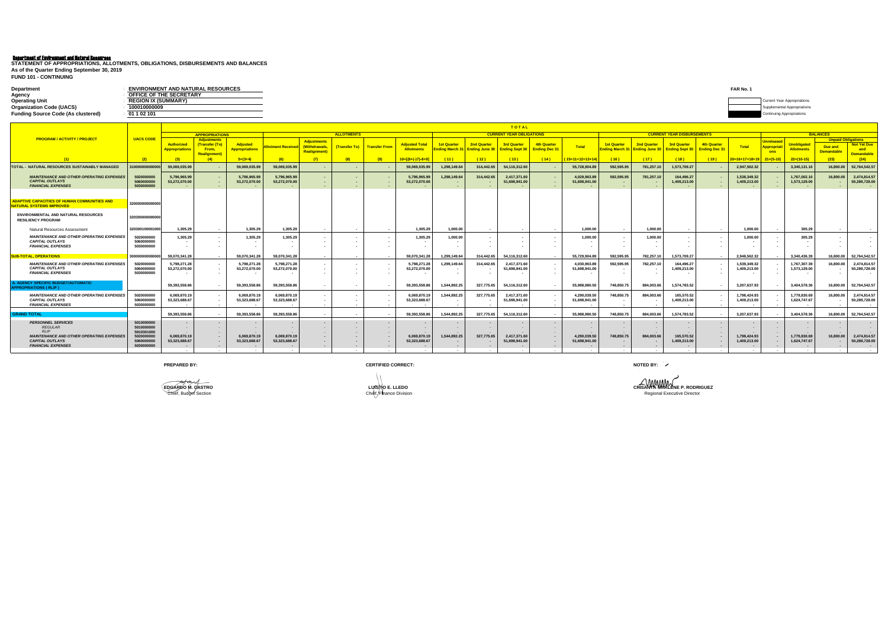**Department of Environment and Natural Resources**

**STATEMENT OF APPROPRIATIONS, ALLOTMENTS, OBLIGATIONS, DISBURSEMENTS AND BALANCES**
**As of the Quarter Ending September 30, 2019**
**FUND 101 - CONTINUING**

| | |
|---|---|
| **Department** | : ENVIRONMENT AND NATURAL RESOURCES |
| **Agency** | : OFFICE OF THE SECRETARY |
| **Operating Unit** | : REGION IX (SUMMARY) |
| **Organization Code (UACS)** | : 100010000009 |
| **Funding Source Code (As clustered)** | : 01 1 02 101 |

**FAR No. 1**

Current Year Appropriations
Supplemental Appropriations
Continuing Appropriations

| PROGRAM / ACTIVITY / PROJECT | UACS CODE | APPROPRIATIONS: Authorized Appropriations | APPROPRIATIONS: Adjustments (Transfer (To) From, Realignment) | APPROPRIATIONS: Adjusted Appropriations | ALLOTMENTS: Allotment Received | ALLOTMENTS: Adjustments (Withdrawals, Realignment) | ALLOTMENTS: (Transfer To) | ALLOTMENTS: Transfer From | ALLOTMENTS: Adjusted Total Allotments | CURRENT YEAR OBLIGATIONS: 1st Quarter Ending March 31 | CURRENT YEAR OBLIGATIONS: 2nd Quarter Ending June 30 | CURRENT YEAR OBLIGATIONS: 3rd Quarter Ending Sept 30 | CURRENT YEAR OBLIGATIONS: 4th Quarter Ending Dec 31 | CURRENT YEAR OBLIGATIONS: Total | CURRENT YEAR DISBURSEMENTS: 1st Quarter Ending March 31 | CURRENT YEAR DISBURSEMENTS: 2nd Quarter Ending June 30 | CURRENT YEAR DISBURSEMENTS: 3rd Quarter Ending Sept 30 | CURRENT YEAR DISBURSEMENTS: 4th Quarter Ending Dec 31 | CURRENT YEAR DISBURSEMENTS: Total | BALANCES: Unreleased Appropriations | BALANCES: Unobligated Allotments | BALANCES: Unpaid Obligations Due and Demandable | BALANCES: Unpaid Obligations Not Yet Due and Demandable |
|---|---|---|---|---|---|---|---|---|---|---|---|---|---|---|---|---|---|---|---|---|---|---|---|
| (1) | (2) | (3) | (4) | 5=(3+4) | (6) | (7) | (8) | (9) | 10=[{6+(-)7}-8+9] | (11) | (12) | (13) | (14) | (15=11+12+13+14) | (16) | (17) | (18) | (19) | 20=16+17+18+19 | 21=(5-10) | 22=(10-15) | (23) | (24) |
| TOTAL - NATURAL RESOURCES SUSTAINABLY MANAGED | 310000000000000 | 59,069,035.99 | - | 59,069,035.99 | 59,069,035.99 | - | - | - | 59,069,035.99 | 1,298,149.64 | 314,442.65 | 54,116,312.60 | - | 55,728,904.89 | 592,595.95 | 781,257.10 | 1,573,709.27 | - | 2,947,562.32 | - | 3,340,131.10 | 16,800.00 | 52,764,542.57 |
| *MAINTENANCE AND OTHER OPERATING EXPENSES* | 5020000000 | 5,796,965.99 | - | 5,796,965.99 | 5,796,965.99 | - | - | - | 5,796,965.99 | 1,298,149.64 | 314,442.65 | 2,417,371.60 | - | 4,029,963.89 | 592,595.95 | 781,257.10 | 164,496.27 | - | 1,538,349.32 | - | 1,767,002.10 | 16,800.00 | 2,474,814.57 |
| *CAPITAL OUTLAYS* | 5060000000 | 53,272,070.00 | - | 53,272,070.00 | 53,272,070.00 | - | - | - | 53,272,070.00 | - | - | 51,698,941.00 | - | 51,698,941.00 | - | - | 1,409,213.00 | - | 1,409,213.00 | - | 1,573,129.00 | - | 50,289,728.00 |
| *FINANCIAL EXPENSES* | 5030000000 | - | - | - | - | - | - | - | - | - | - | - | - | - | - | - | - | - | - | - | - | - | - |
| ADAPTIVE CAPACITIES OF HUMAN COMMUNITIES AND NATURAL SYSTEMS IMPROVED | 320000000000000 | | | | | | | | | | | | | | | | | | | | | | |
| ENVIRONMENTAL AND NATURAL RESOURCES RESILIENCY PROGRAM | 320300000000000 | | | | | | | | | | | | | | | | | | | | | | |
| Natural Resources Assessment | 320300100001000 | 1,305.29 | - | 1,305.29 | 1,305.29 | - | - | - | 1,305.29 | 1,000.00 | - | - | - | 1,000.00 | - | 1,000.00 | - | - | 1,000.00 | - | 305.29 | - | - |
| *MAINTENANCE AND OTHER OPERATING EXPENSES* | 5020000000 | 1,305.29 | - | 1,305.29 | 1,305.29 | - | - | - | 1,305.29 | 1,000.00 | - | - | - | 1,000.00 | - | 1,000.00 | - | - | 1,000.00 | - | 305.29 | - | - |
| *CAPITAL OUTLAYS* | 5060000000 | - | - | - | - | - | - | - | - | - | - | - | - | - | - | - | - | - | - | - | - | - | - |
| *FINANCIAL EXPENSES* | 5030000000 | - | - | - | - | - | - | - | - | - | - | - | - | - | - | - | - | - | - | - | - | - | - |
| SUB-TOTAL, OPERATIONS | 300000000000000 | 59,070,341.28 | - | 59,070,341.28 | 59,070,341.28 | - | - | - | 59,070,341.28 | 1,299,149.64 | 314,442.65 | 54,116,312.60 | - | 55,729,904.89 | 592,595.95 | 782,257.10 | 1,573,709.27 | - | 2,948,562.32 | - | 3,340,436.39 | 16,800.00 | 52,764,542.57 |
| *MAINTENANCE AND OTHER OPERATING EXPENSES* | 5020000000 | 5,798,271.28 | - | 5,798,271.28 | 5,798,271.28 | - | - | - | 5,798,271.28 | 1,299,149.64 | 314,442.65 | 2,417,371.60 | - | 4,030,963.89 | 592,595.95 | 782,257.10 | 164,496.27 | - | 1,539,349.32 | - | 1,767,307.39 | 16,800.00 | 2,474,814.57 |
| *CAPITAL OUTLAYS* | 5060000000 | 53,272,070.00 | - | 53,272,070.00 | 53,272,070.00 | - | - | - | 53,272,070.00 | - | - | 51,698,941.00 | - | 51,698,941.00 | - | - | 1,409,213.00 | - | 1,409,213.00 | - | 1,573,129.00 | - | 50,289,728.00 |
| *FINANCIAL EXPENSES* | 5030000000 | - | - | - | - | - | - | - | - | - | - | - | - | - | - | - | - | - | - | - | - | - | - |
| A. AGENCY SPECIFIC BUDGET/AUTOMATIC APPROPRIATIONS ( RLIP ) | | 59,393,558.86 | - | 59,393,558.86 | 59,393,558.86 | - | - | - | 59,393,558.86 | 1,544,892.25 | 327,775.65 | 54,116,312.60 | - | 55,988,980.50 | 748,850.75 | 884,003.66 | 1,574,783.52 | - | 3,207,637.93 | - | 3,404,578.36 | 16,800.00 | 52,764,542.57 |
| *MAINTENANCE AND OTHER OPERATING EXPENSES* | 5020000000 | 6,069,870.19 | - | 6,069,870.19 | 6,069,870.19 | - | - | - | 6,069,870.19 | 1,544,892.25 | 327,775.65 | 2,417,371.60 | - | 4,290,039.50 | 748,850.75 | 884,003.66 | 165,570.52 | - | 1,798,424.93 | - | 1,779,830.69 | 16,800.00 | 2,474,814.57 |
| *CAPITAL OUTLAYS* | 5060000000 | 53,323,688.67 | - | 53,323,688.67 | 53,323,688.67 | - | - | - | 53,323,688.67 | - | - | 51,698,941.00 | - | 51,698,941.00 | - | - | 1,409,213.00 | - | 1,409,213.00 | - | 1,624,747.67 | - | 50,289,728.00 |
| *FINANCIAL EXPENSES* | 5030000000 | - | - | - | - | - | - | - | - | - | - | - | - | - | - | - | - | - | - | - | - | - | - |
| GRAND TOTAL | | 59,393,558.86 | - | 59,393,558.86 | 59,393,558.86 | - | - | - | 59,393,558.86 | 1,544,892.25 | 327,775.65 | 54,116,312.60 | - | 55,988,980.50 | 748,850.75 | 884,003.66 | 1,574,783.52 | - | 3,207,637.93 | - | 3,404,578.36 | 16,800.00 | 52,764,542.57 |
| *PERSONNEL SERVICES* | 5010000000 | - | - | - | - | - | - | - | - | - | - | - | - | - | - | - | - | - | - | - | - | - | - |
| *REGULAR* | 5010000000 | - | - | - | - | - | - | - | - | - | - | - | - | - | - | - | - | - | - | - | - | - | - |
| *RLIP* | 5010301000 | - | - | - | - | - | - | - | - | - | - | - | - | - | - | - | - | - | - | - | - | - | - |
| *MAINTENANCE AND OTHER OPERATING EXPENSES* | 5020000000 | 6,069,870.19 | - | 6,069,870.19 | 6,069,870.19 | - | - | - | 6,069,870.19 | 1,544,892.25 | 327,775.65 | 2,417,371.60 | - | 4,290,039.50 | 748,850.75 | 884,003.66 | 165,570.52 | - | 1,798,424.93 | - | 1,779,830.69 | 16,800.00 | 2,474,814.57 |
| *CAPITAL OUTLAYS* | 5060000000 | 53,323,688.67 | - | 53,323,688.67 | 53,323,688.67 | - | - | - | 53,323,688.67 | - | - | 51,698,941.00 | - | 51,698,941.00 | - | - | 1,409,213.00 | - | 1,409,213.00 | - | 1,624,747.67 | - | 50,289,728.00 |
| *FINANCIAL EXPENSES* | 5030000000 | - | - | - | - | - | - | - | - | - | - | - | - | - | - | - | - | - | - | - | - | - | - |

**PREPARED BY:**

**EDGARDO M. CASTRO**
Chief, Budget Section

**CERTIFIED CORRECT:**

**LUISITO E. LLEDO**
Chief, Finance Division

**NOTED BY:**

**CRISANTA MARLENE P. RODRIGUEZ**
Regional Executive Director